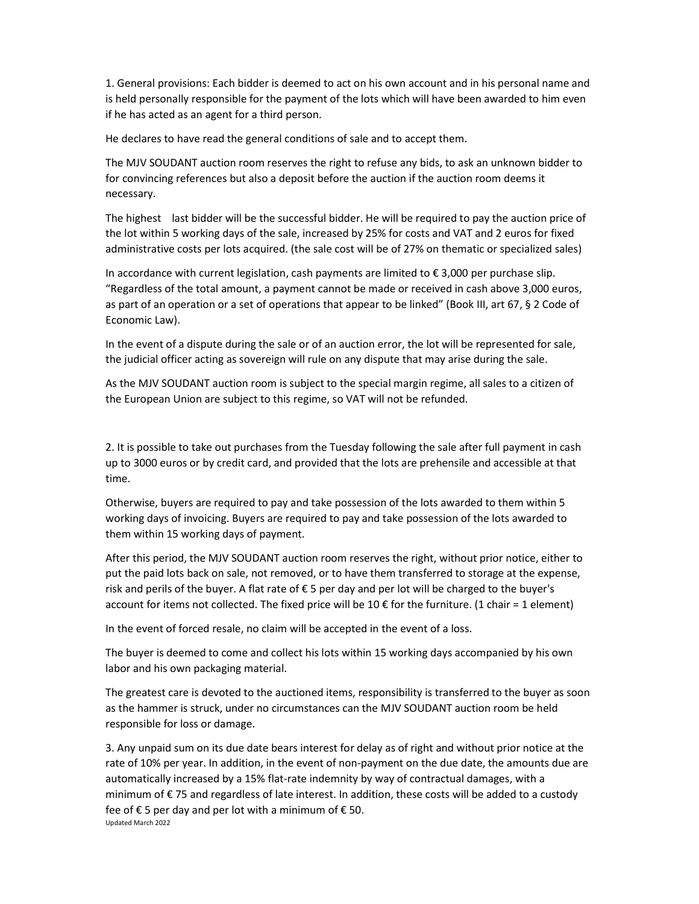1. General provisions: Each bidder is deemed to act on his own account and in his personal name and is held personally responsible for the payment of the lots which will have been awarded to him even if he has acted as an agent for a third person.

He declares to have read the general conditions of sale and to accept them.

The MJV SOUDANT auction room reserves the right to refuse any bids, to ask an unknown bidder to for convincing references but also a deposit before the auction if the auction room deems it necessary.

The highest last bidder will be the successful bidder. He will be required to pay the auction price of the lot within 5 working days of the sale, increased by 25% for costs and VAT and 2 euros for fixed administrative costs per lots acquired. (the sale cost will be of 27% on thematic or specialized sales)

In accordance with current legislation, cash payments are limited to € 3,000 per purchase slip. "Regardless of the total amount, a payment cannot be made or received in cash above 3,000 euros, as part of an operation or a set of operations that appear to be linked" (Book III, art 67, § 2 Code of Economic Law).

In the event of a dispute during the sale or of an auction error, the lot will be represented for sale, the judicial officer acting as sovereign will rule on any dispute that may arise during the sale.

As the MJV SOUDANT auction room is subject to the special margin regime, all sales to a citizen of the European Union are subject to this regime, so VAT will not be refunded.

2. It is possible to take out purchases from the Tuesday following the sale after full payment in cash up to 3000 euros or by credit card, and provided that the lots are prehensile and accessible at that time.

Otherwise, buyers are required to pay and take possession of the lots awarded to them within 5 working days of invoicing. Buyers are required to pay and take possession of the lots awarded to them within 15 working days of payment.

After this period, the MJV SOUDANT auction room reserves the right, without prior notice, either to put the paid lots back on sale, not removed, or to have them transferred to storage at the expense, risk and perils of the buyer. A flat rate of € 5 per day and per lot will be charged to the buyer's account for items not collected. The fixed price will be 10 € for the furniture. (1 chair = 1 element)

In the event of forced resale, no claim will be accepted in the event of a loss.

The buyer is deemed to come and collect his lots within 15 working days accompanied by his own labor and his own packaging material.

The greatest care is devoted to the auctioned items, responsibility is transferred to the buyer as soon as the hammer is struck, under no circumstances can the MJV SOUDANT auction room be held responsible for loss or damage.

3. Any unpaid sum on its due date bears interest for delay as of right and without prior notice at the rate of 10% per year. In addition, in the event of non-payment on the due date, the amounts due are automatically increased by a 15% flat-rate indemnity by way of contractual damages, with a minimum of € 75 and regardless of late interest. In addition, these costs will be added to a custody fee of € 5 per day and per lot with a minimum of € 50.

Updated March 2022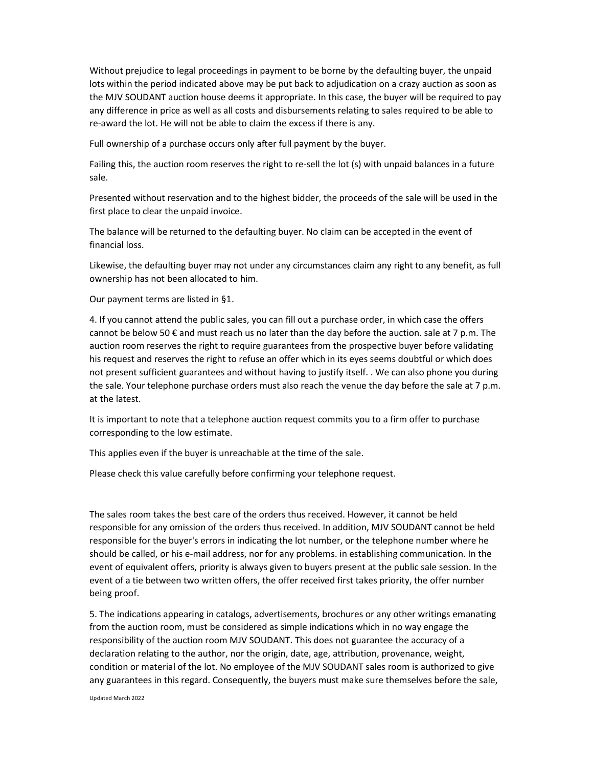Without prejudice to legal proceedings in payment to be borne by the defaulting buyer, the unpaid lots within the period indicated above may be put back to adjudication on a crazy auction as soon as the MJV SOUDANT auction house deems it appropriate. In this case, the buyer will be required to pay any difference in price as well as all costs and disbursements relating to sales required to be able to re-award the lot. He will not be able to claim the excess if there is any.

Full ownership of a purchase occurs only after full payment by the buyer.

Failing this, the auction room reserves the right to re-sell the lot (s) with unpaid balances in a future sale.

Presented without reservation and to the highest bidder, the proceeds of the sale will be used in the first place to clear the unpaid invoice.

The balance will be returned to the defaulting buyer. No claim can be accepted in the event of financial loss.

Likewise, the defaulting buyer may not under any circumstances claim any right to any benefit, as full ownership has not been allocated to him.

Our payment terms are listed in §1.

4. If you cannot attend the public sales, you can fill out a purchase order, in which case the offers cannot be below 50 € and must reach us no later than the day before the auction. sale at 7 p.m. The auction room reserves the right to require guarantees from the prospective buyer before validating his request and reserves the right to refuse an offer which in its eyes seems doubtful or which does not present sufficient guarantees and without having to justify itself. . We can also phone you during the sale. Your telephone purchase orders must also reach the venue the day before the sale at 7 p.m. at the latest.

It is important to note that a telephone auction request commits you to a firm offer to purchase corresponding to the low estimate.

This applies even if the buyer is unreachable at the time of the sale.

Please check this value carefully before confirming your telephone request.

The sales room takes the best care of the orders thus received. However, it cannot be held responsible for any omission of the orders thus received. In addition, MJV SOUDANT cannot be held responsible for the buyer's errors in indicating the lot number, or the telephone number where he should be called, or his e-mail address, nor for any problems. in establishing communication. In the event of equivalent offers, priority is always given to buyers present at the public sale session. In the event of a tie between two written offers, the offer received first takes priority, the offer number being proof.

5. The indications appearing in catalogs, advertisements, brochures or any other writings emanating from the auction room, must be considered as simple indications which in no way engage the responsibility of the auction room MJV SOUDANT. This does not guarantee the accuracy of a declaration relating to the author, nor the origin, date, age, attribution, provenance, weight, condition or material of the lot. No employee of the MJV SOUDANT sales room is authorized to give any guarantees in this regard. Consequently, the buyers must make sure themselves before the sale,

Updated March 2022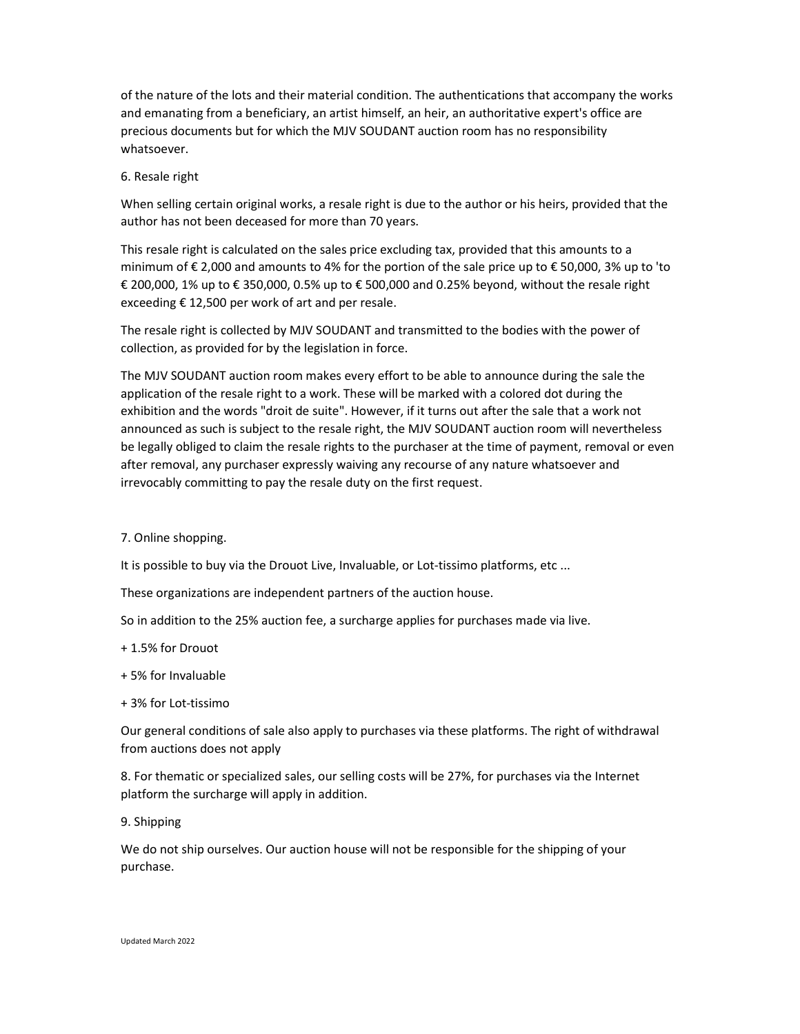of the nature of the lots and their material condition. The authentications that accompany the works and emanating from a beneficiary, an artist himself, an heir, an authoritative expert's office are precious documents but for which the MJV SOUDANT auction room has no responsibility whatsoever.

6. Resale right

When selling certain original works, a resale right is due to the author or his heirs, provided that the author has not been deceased for more than 70 years.

This resale right is calculated on the sales price excluding tax, provided that this amounts to a minimum of € 2,000 and amounts to 4% for the portion of the sale price up to € 50,000, 3% up to 'to € 200,000, 1% up to € 350,000, 0.5% up to € 500,000 and 0.25% beyond, without the resale right exceeding € 12,500 per work of art and per resale.

The resale right is collected by MJV SOUDANT and transmitted to the bodies with the power of collection, as provided for by the legislation in force.

The MJV SOUDANT auction room makes every effort to be able to announce during the sale the application of the resale right to a work. These will be marked with a colored dot during the exhibition and the words "droit de suite". However, if it turns out after the sale that a work not announced as such is subject to the resale right, the MJV SOUDANT auction room will nevertheless be legally obliged to claim the resale rights to the purchaser at the time of payment, removal or even after removal, any purchaser expressly waiving any recourse of any nature whatsoever and irrevocably committing to pay the resale duty on the first request.

7. Online shopping.

It is possible to buy via the Drouot Live, Invaluable, or Lot-tissimo platforms, etc ...

These organizations are independent partners of the auction house.

So in addition to the 25% auction fee, a surcharge applies for purchases made via live.

+ 1.5% for Drouot

+ 5% for Invaluable

+ 3% for Lot-tissimo

Our general conditions of sale also apply to purchases via these platforms. The right of withdrawal from auctions does not apply

8. For thematic or specialized sales, our selling costs will be 27%, for purchases via the Internet platform the surcharge will apply in addition.

9. Shipping

We do not ship ourselves. Our auction house will not be responsible for the shipping of your purchase.

Updated March 2022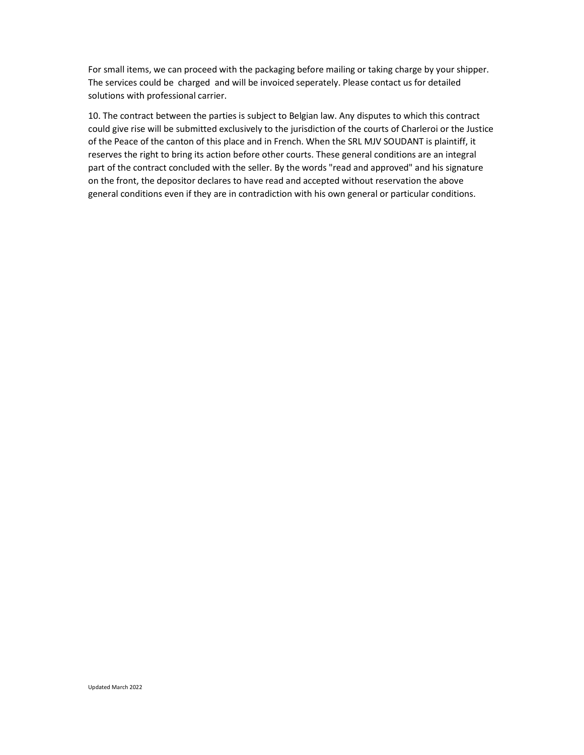For small items, we can proceed with the packaging before mailing or taking charge by your shipper. The services could be charged and will be invoiced seperately. Please contact us for detailed solutions with professional carrier.

10. The contract between the parties is subject to Belgian law. Any disputes to which this contract could give rise will be submitted exclusively to the jurisdiction of the courts of Charleroi or the Justice of the Peace of the canton of this place and in French. When the SRL MJV SOUDANT is plaintiff, it reserves the right to bring its action before other courts. These general conditions are an integral part of the contract concluded with the seller. By the words "read and approved" and his signature on the front, the depositor declares to have read and accepted without reservation the above general conditions even if they are in contradiction with his own general or particular conditions.

Updated March 2022